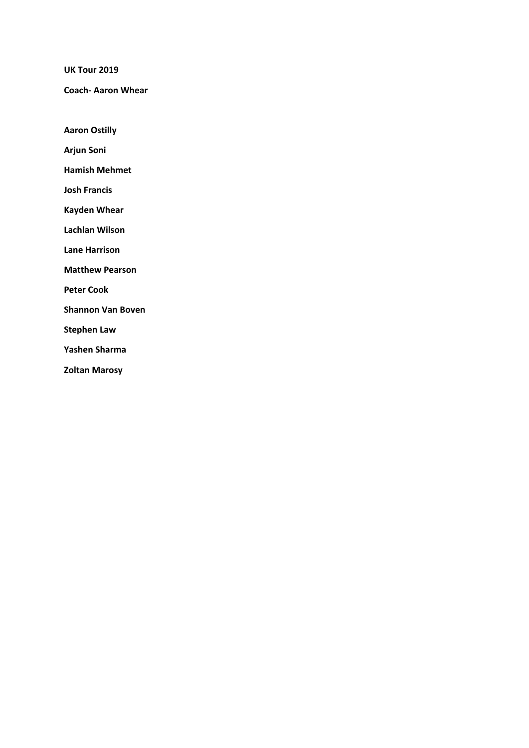**UK Tour 2019**

**Coach- Aaron Whear**

**Aaron Ostilly**

**Arjun Soni**

**Hamish Mehmet**

**Josh Francis**

**Kayden Whear**

**Lachlan Wilson**

**Lane Harrison**

**Matthew Pearson**

**Peter Cook**

**Shannon Van Boven**

**Stephen Law**

**Yashen Sharma**

**Zoltan Marosy**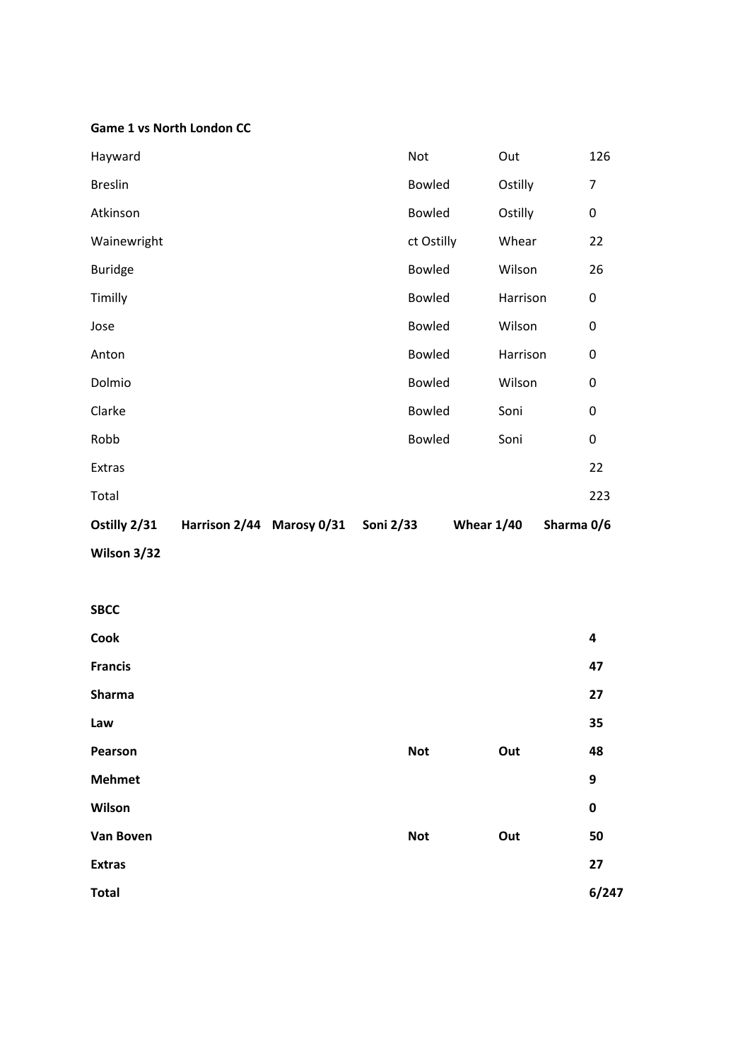**Game 1 vs North London CC**

| | | | |
|---|---|---|---|
| Hayward | Not | Out | 126 |
| Breslin | Bowled | Ostilly | 7 |
| Atkinson | Bowled | Ostilly | 0 |
| Wainewright | ct Ostilly | Whear | 22 |
| Buridge | Bowled | Wilson | 26 |
| Timilly | Bowled | Harrison | 0 |
| Jose | Bowled | Wilson | 0 |
| Anton | Bowled | Harrison | 0 |
| Dolmio | Bowled | Wilson | 0 |
| Clarke | Bowled | Soni | 0 |
| Robb | Bowled | Soni | 0 |
| Extras | | | 22 |
| Total | | | 223 |

**Ostilly 2/31 Harrison 2/44 Marosy 0/31 Soni 2/33 Whear 1/40 Sharma 0/6 Wilson 3/32**

**SBCC**

| | | | |
|---|---|---|---|
| **Cook** | | | **4** |
| **Francis** | | | **47** |
| **Sharma** | | | **27** |
| **Law** | | | **35** |
| **Pearson** | **Not** | **Out** | **48** |
| **Mehmet** | | | **9** |
| **Wilson** | | | **0** |
| **Van Boven** | **Not** | **Out** | **50** |
| **Extras** | | | **27** |
| **Total** | | | **6/247** |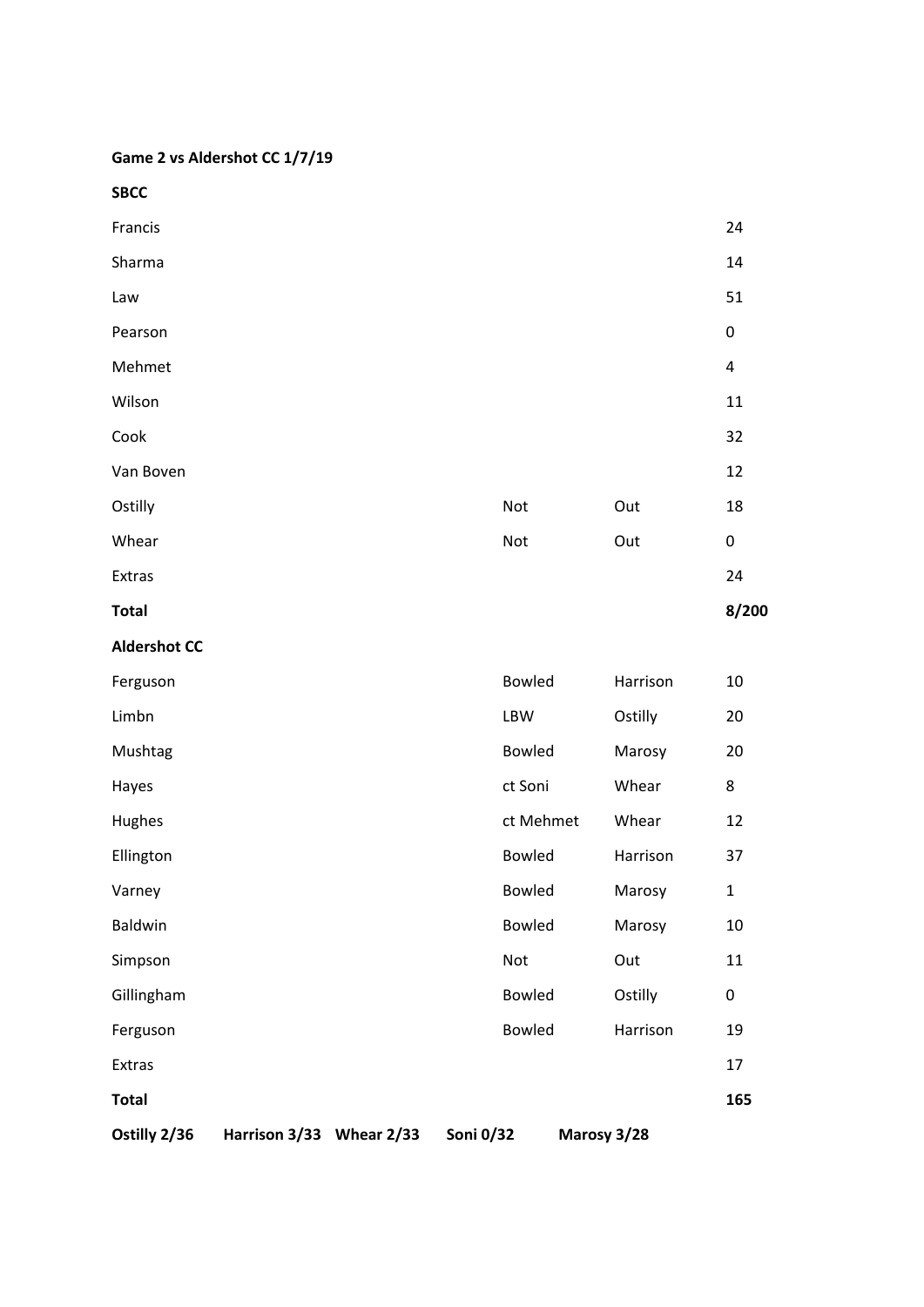**Game 2 vs Aldershot CC 1/7/19**

**SBCC**

| | | | |
|---|---|---|---|
| Francis | | | 24 |
| Sharma | | | 14 |
| Law | | | 51 |
| Pearson | | | 0 |
| Mehmet | | | 4 |
| Wilson | | | 11 |
| Cook | | | 32 |
| Van Boven | | | 12 |
| Ostilly | Not | Out | 18 |
| Whear | Not | Out | 0 |
| Extras | | | 24 |
| **Total** | | | **8/200** |

**Aldershot CC**

| | | | |
|---|---|---|---|
| Ferguson | Bowled | Harrison | 10 |
| Limbn | LBW | Ostilly | 20 |
| Mushtag | Bowled | Marosy | 20 |
| Hayes | ct Soni | Whear | 8 |
| Hughes | ct Mehmet | Whear | 12 |
| Ellington | Bowled | Harrison | 37 |
| Varney | Bowled | Marosy | 1 |
| Baldwin | Bowled | Marosy | 10 |
| Simpson | Not | Out | 11 |
| Gillingham | Bowled | Ostilly | 0 |
| Ferguson | Bowled | Harrison | 19 |
| Extras | | | 17 |
| **Total** | | | **165** |

**Ostilly 2/36 Harrison 3/33 Whear 2/33 Soni 0/32 Marosy 3/28**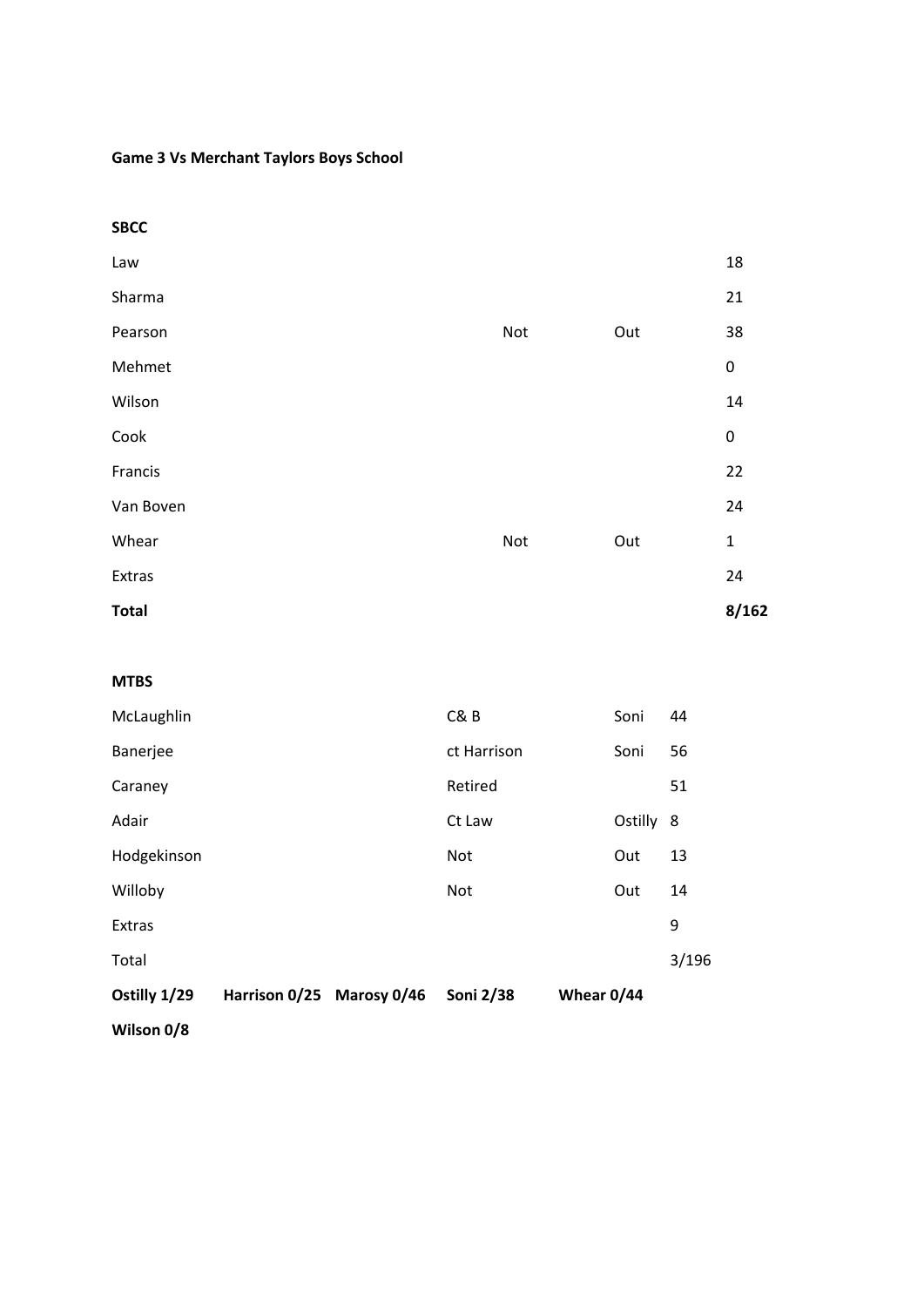**Game 3 Vs Merchant Taylors Boys School**

**SBCC**

| | | | |
|---|---|---|---|
| Law | | | 18 |
| Sharma | | | 21 |
| Pearson | Not | Out | 38 |
| Mehmet | | | 0 |
| Wilson | | | 14 |
| Cook | | | 0 |
| Francis | | | 22 |
| Van Boven | | | 24 |
| Whear | Not | Out | 1 |
| Extras | | | 24 |
| **Total** | | | **8/162** |

**MTBS**

| | | | |
|---|---|---|---|
| McLaughlin | C& B | Soni | 44 |
| Banerjee | ct Harrison | Soni | 56 |
| Caraney | Retired | | 51 |
| Adair | Ct Law | Ostilly | 8 |
| Hodgekinson | Not | Out | 13 |
| Willoby | Not | Out | 14 |
| Extras | | | 9 |
| Total | | | 3/196 |

**Ostilly 1/29** **Harrison 0/25** **Marosy 0/46** **Soni 2/38** **Whear 0/44**

**Wilson 0/8**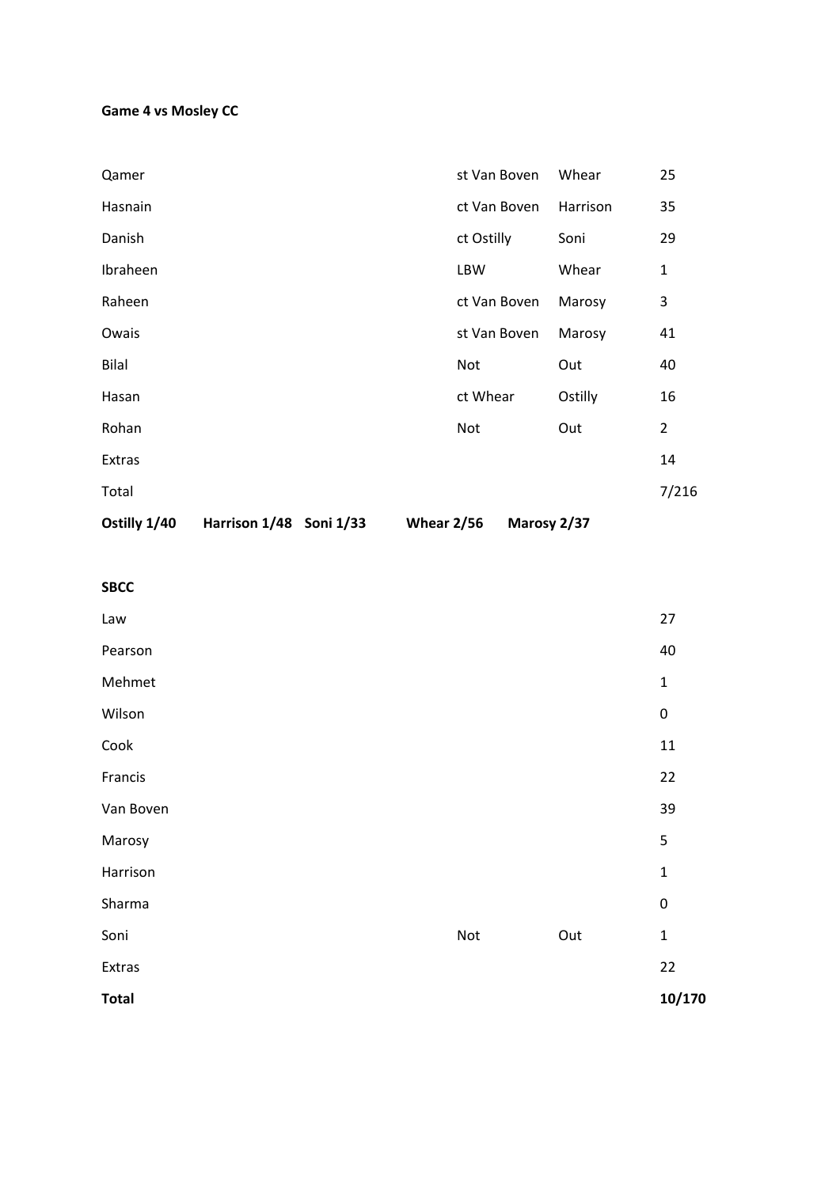**Game 4 vs Mosley CC**

| Batsman | Dismissal | Bowler | Runs |
|---|---|---|---|
| Qamer | st Van Boven | Whear | 25 |
| Hasnain | ct Van Boven | Harrison | 35 |
| Danish | ct Ostilly | Soni | 29 |
| Ibraheen | LBW | Whear | 1 |
| Raheen | ct Van Boven | Marosy | 3 |
| Owais | st Van Boven | Marosy | 41 |
| Bilal | Not | Out | 40 |
| Hasan | ct Whear | Ostilly | 16 |
| Rohan | Not | Out | 2 |
| Extras | | | 14 |
| Total | | | 7/216 |

**Ostilly 1/40 Harrison 1/48 Soni 1/33 Whear 2/56 Marosy 2/37**

**SBCC**

| Batsman | Dismissal | | Runs |
|---|---|---|---|
| Law | | | 27 |
| Pearson | | | 40 |
| Mehmet | | | 1 |
| Wilson | | | 0 |
| Cook | | | 11 |
| Francis | | | 22 |
| Van Boven | | | 39 |
| Marosy | | | 5 |
| Harrison | | | 1 |
| Sharma | | | 0 |
| Soni | Not | Out | 1 |
| Extras | | | 22 |
| **Total** | | | **10/170** |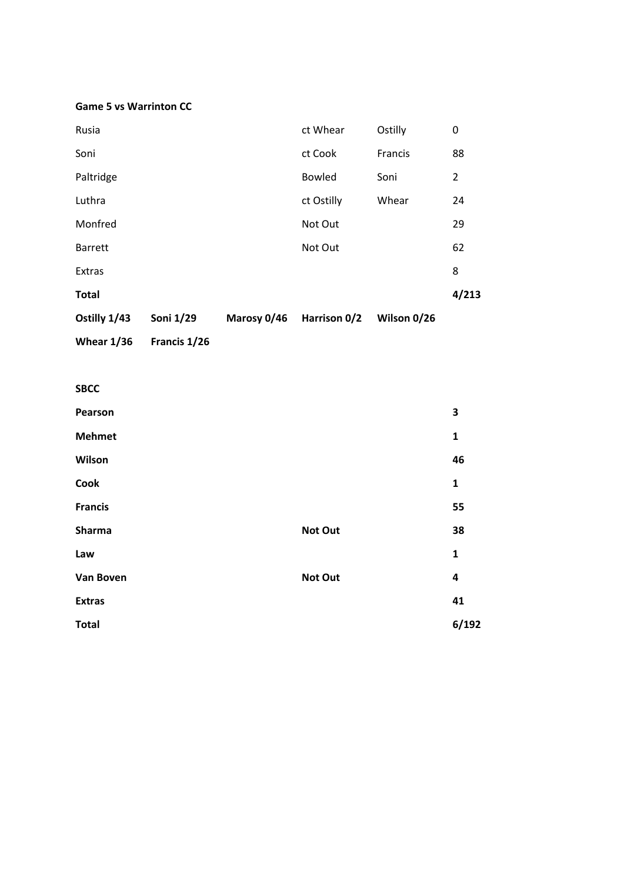**Game 5 vs Warrinton CC**

| | | | | | |
|---|---|---|---|---|---|
| Rusia | | | ct Whear | Ostilly | 0 |
| Soni | | | ct Cook | Francis | 88 |
| Paltridge | | | Bowled | Soni | 2 |
| Luthra | | | ct Ostilly | Whear | 24 |
| Monfred | | | Not Out | | 29 |
| Barrett | | | Not Out | | 62 |
| Extras | | | | | 8 |
| **Total** | | | | | **4/213** |
| **Ostilly 1/43** | **Soni 1/29** | **Marosy 0/46** | **Harrison 0/2** | **Wilson 0/26** | |
| **Whear 1/36** | **Francis 1/26** | | | | |

**SBCC**

| | | |
|---|---|---|
| **Pearson** | | **3** |
| **Mehmet** | | **1** |
| **Wilson** | | **46** |
| **Cook** | | **1** |
| **Francis** | | **55** |
| **Sharma** | **Not Out** | **38** |
| **Law** | | **1** |
| **Van Boven** | **Not Out** | **4** |
| **Extras** | | **41** |
| **Total** | | **6/192** |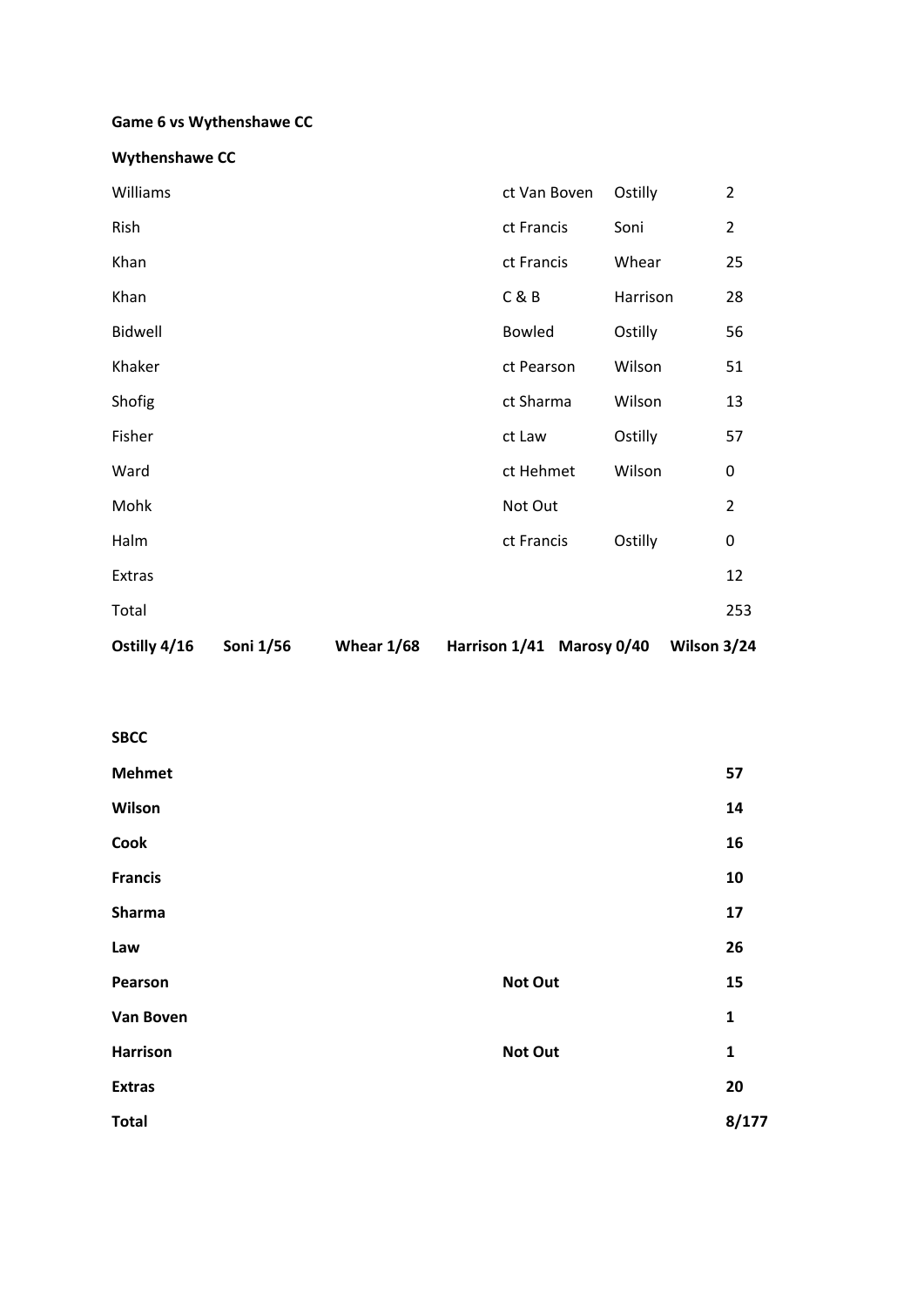**Game 6 vs Wythenshawe CC**

**Wythenshawe CC**

| | | | |
|---|---|---|---|
| Williams | ct Van Boven | Ostilly | 2 |
| Rish | ct Francis | Soni | 2 |
| Khan | ct Francis | Whear | 25 |
| Khan | C & B | Harrison | 28 |
| Bidwell | Bowled | Ostilly | 56 |
| Khaker | ct Pearson | Wilson | 51 |
| Shofig | ct Sharma | Wilson | 13 |
| Fisher | ct Law | Ostilly | 57 |
| Ward | ct Hehmet | Wilson | 0 |
| Mohk | Not Out | | 2 |
| Halm | ct Francis | Ostilly | 0 |
| Extras | | | 12 |
| Total | | | 253 |

**Ostilly 4/16 Soni 1/56 Whear 1/68 Harrison 1/41 Marosy 0/40 Wilson 3/24**

**SBCC**

| | | |
|---|---|---|
| **Mehmet** | | **57** |
| **Wilson** | | **14** |
| **Cook** | | **16** |
| **Francis** | | **10** |
| **Sharma** | | **17** |
| **Law** | | **26** |
| **Pearson** | **Not Out** | **15** |
| **Van Boven** | | **1** |
| **Harrison** | **Not Out** | **1** |
| **Extras** | | **20** |
| **Total** | | **8/177** |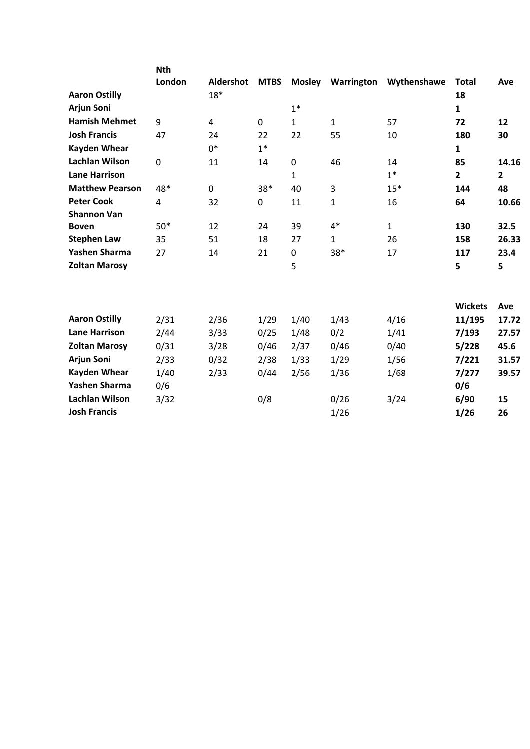| | Nth London | Aldershot | MTBS | Mosley | Warrington | Wythenshawe | Total | Ave |
|---|---|---|---|---|---|---|---|---|
| **Aaron Ostilly** | | 18* | | | | | **18** | |
| **Arjun Soni** | | | | 1* | | | **1** | |
| **Hamish Mehmet** | 9 | 4 | 0 | 1 | 1 | 57 | **72** | **12** |
| **Josh Francis** | 47 | 24 | 22 | 22 | 55 | 10 | **180** | **30** |
| **Kayden Whear** | | 0* | 1* | | | | **1** | |
| **Lachlan Wilson** | 0 | 11 | 14 | 0 | 46 | 14 | **85** | **14.16** |
| **Lane Harrison** | | | | 1 | | 1* | **2** | **2** |
| **Matthew Pearson** | 48* | 0 | 38* | 40 | 3 | 15* | **144** | **48** |
| **Peter Cook** | 4 | 32 | 0 | 11 | 1 | 16 | **64** | **10.66** |
| **Shannon Van Boven** | 50* | 12 | 24 | 39 | 4* | 1 | **130** | **32.5** |
| **Stephen Law** | 35 | 51 | 18 | 27 | 1 | 26 | **158** | **26.33** |
| **Yashen Sharma** | 27 | 14 | 21 | 0 | 38* | 17 | **117** | **23.4** |
| **Zoltan Marosy** | | | | 5 | | | **5** | **5** |

| | Nth London | Aldershot | MTBS | Mosley | Warrington | Wythenshawe | Wickets | Ave |
|---|---|---|---|---|---|---|---|---|
| **Aaron Ostilly** | 2/31 | 2/36 | 1/29 | 1/40 | 1/43 | 4/16 | **11/195** | **17.72** |
| **Lane Harrison** | 2/44 | 3/33 | 0/25 | 1/48 | 0/2 | 1/41 | **7/193** | **27.57** |
| **Zoltan Marosy** | 0/31 | 3/28 | 0/46 | 2/37 | 0/46 | 0/40 | **5/228** | **45.6** |
| **Arjun Soni** | 2/33 | 0/32 | 2/38 | 1/33 | 1/29 | 1/56 | **7/221** | **31.57** |
| **Kayden Whear** | 1/40 | 2/33 | 0/44 | 2/56 | 1/36 | 1/68 | **7/277** | **39.57** |
| **Yashen Sharma** | 0/6 | | | | | | **0/6** | |
| **Lachlan Wilson** | 3/32 | | 0/8 | | 0/26 | 3/24 | **6/90** | **15** |
| **Josh Francis** | | | | | 1/26 | | **1/26** | **26** |